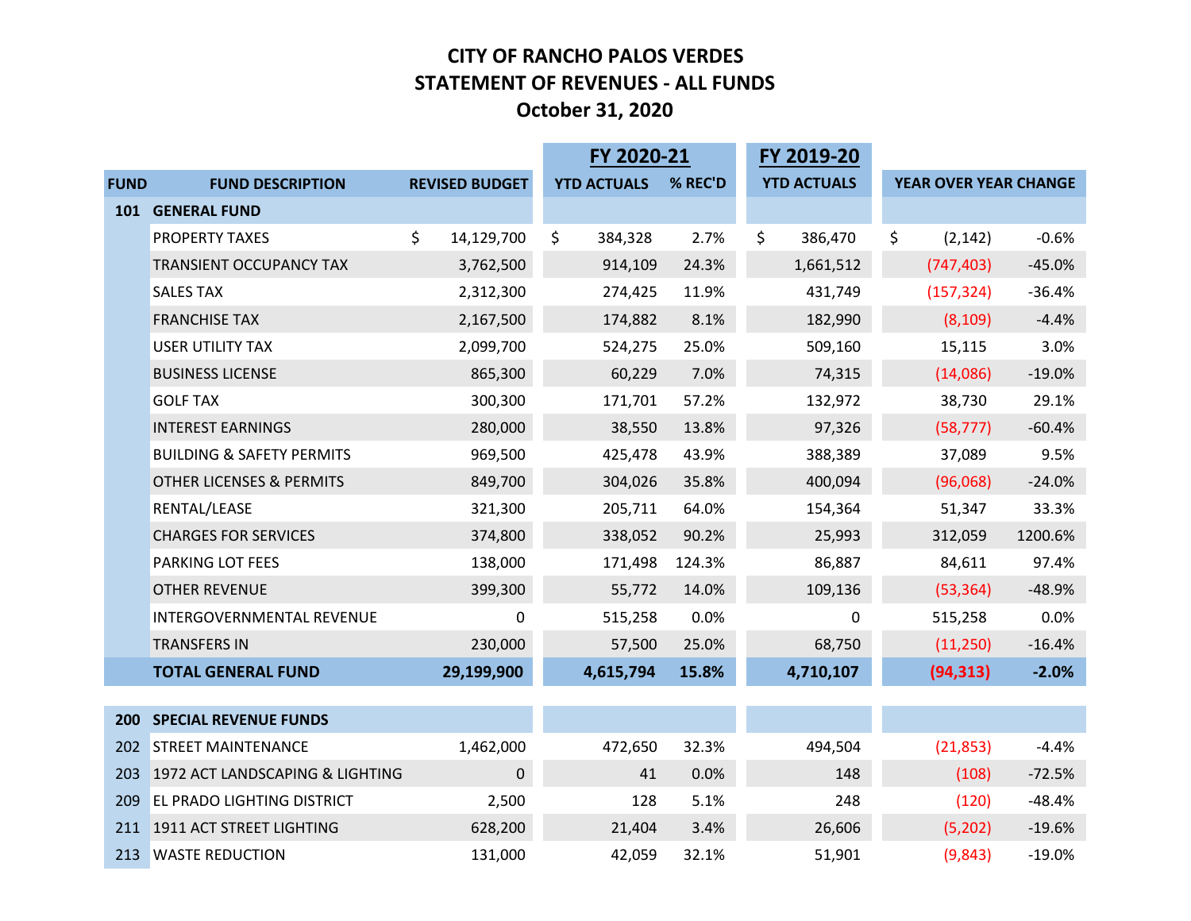# CITY OF RANCHO PALOS VERDES
## STATEMENT OF REVENUES - ALL FUNDS
### October 31, 2020

| | | | FY 2020-21 | | FY 2019-20 | | |
|---|---|---|---|---|---|---|---|
| **FUND** | **FUND DESCRIPTION** | **REVISED BUDGET** | **YTD ACTUALS** | **% REC'D** | **YTD ACTUALS** | **YEAR OVER YEAR CHANGE** | |
| **101** | **GENERAL FUND** | | | | | | |
| | PROPERTY TAXES | $ 14,129,700 | $ 384,328 | 2.7% | $ 386,470 | $ (2,142) | -0.6% |
| | TRANSIENT OCCUPANCY TAX | 3,762,500 | 914,109 | 24.3% | 1,661,512 | (747,403) | -45.0% |
| | SALES TAX | 2,312,300 | 274,425 | 11.9% | 431,749 | (157,324) | -36.4% |
| | FRANCHISE TAX | 2,167,500 | 174,882 | 8.1% | 182,990 | (8,109) | -4.4% |
| | USER UTILITY TAX | 2,099,700 | 524,275 | 25.0% | 509,160 | 15,115 | 3.0% |
| | BUSINESS LICENSE | 865,300 | 60,229 | 7.0% | 74,315 | (14,086) | -19.0% |
| | GOLF TAX | 300,300 | 171,701 | 57.2% | 132,972 | 38,730 | 29.1% |
| | INTEREST EARNINGS | 280,000 | 38,550 | 13.8% | 97,326 | (58,777) | -60.4% |
| | BUILDING & SAFETY PERMITS | 969,500 | 425,478 | 43.9% | 388,389 | 37,089 | 9.5% |
| | OTHER LICENSES & PERMITS | 849,700 | 304,026 | 35.8% | 400,094 | (96,068) | -24.0% |
| | RENTAL/LEASE | 321,300 | 205,711 | 64.0% | 154,364 | 51,347 | 33.3% |
| | CHARGES FOR SERVICES | 374,800 | 338,052 | 90.2% | 25,993 | 312,059 | 1200.6% |
| | PARKING LOT FEES | 138,000 | 171,498 | 124.3% | 86,887 | 84,611 | 97.4% |
| | OTHER REVENUE | 399,300 | 55,772 | 14.0% | 109,136 | (53,364) | -48.9% |
| | INTERGOVERNMENTAL REVENUE | 0 | 515,258 | 0.0% | 0 | 515,258 | 0.0% |
| | TRANSFERS IN | 230,000 | 57,500 | 25.0% | 68,750 | (11,250) | -16.4% |
| | **TOTAL GENERAL FUND** | **29,199,900** | **4,615,794** | **15.8%** | **4,710,107** | **(94,313)** | **-2.0%** |
| **200** | **SPECIAL REVENUE FUNDS** | | | | | | |
| 202 | STREET MAINTENANCE | 1,462,000 | 472,650 | 32.3% | 494,504 | (21,853) | -4.4% |
| 203 | 1972 ACT LANDSCAPING & LIGHTING | 0 | 41 | 0.0% | 148 | (108) | -72.5% |
| 209 | EL PRADO LIGHTING DISTRICT | 2,500 | 128 | 5.1% | 248 | (120) | -48.4% |
| 211 | 1911 ACT STREET LIGHTING | 628,200 | 21,404 | 3.4% | 26,606 | (5,202) | -19.6% |
| 213 | WASTE REDUCTION | 131,000 | 42,059 | 32.1% | 51,901 | (9,843) | -19.0% |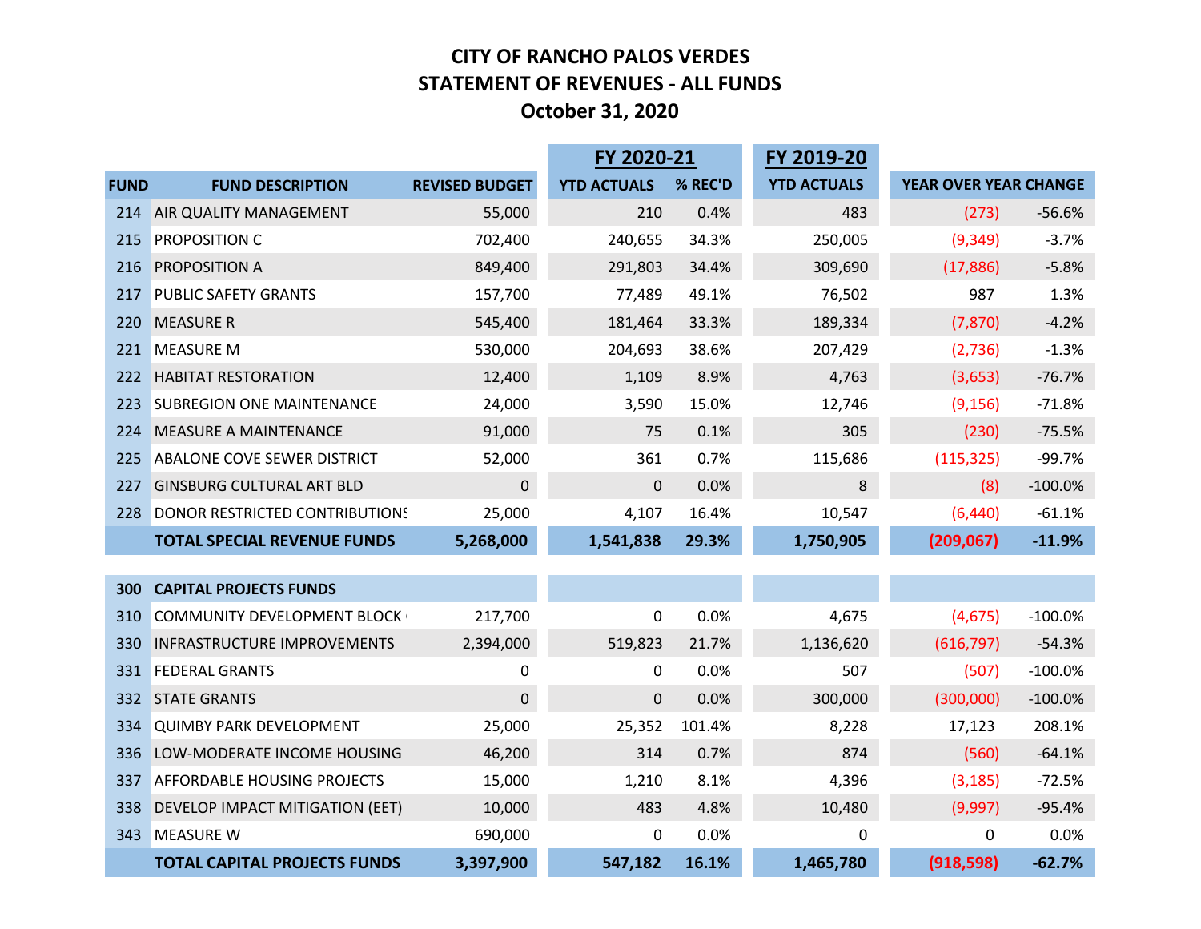# CITY OF RANCHO PALOS VERDES
## STATEMENT OF REVENUES - ALL FUNDS
### October 31, 2020

| | | | FY 2020-21 | | FY 2019-20 | | |
|---|---|---|---|---|---|---|---|
| FUND | FUND DESCRIPTION | REVISED BUDGET | YTD ACTUALS | % REC'D | YTD ACTUALS | YEAR OVER YEAR CHANGE | |
| 214 | AIR QUALITY MANAGEMENT | 55,000 | 210 | 0.4% | 483 | (273) | -56.6% |
| 215 | PROPOSITION C | 702,400 | 240,655 | 34.3% | 250,005 | (9,349) | -3.7% |
| 216 | PROPOSITION A | 849,400 | 291,803 | 34.4% | 309,690 | (17,886) | -5.8% |
| 217 | PUBLIC SAFETY GRANTS | 157,700 | 77,489 | 49.1% | 76,502 | 987 | 1.3% |
| 220 | MEASURE R | 545,400 | 181,464 | 33.3% | 189,334 | (7,870) | -4.2% |
| 221 | MEASURE M | 530,000 | 204,693 | 38.6% | 207,429 | (2,736) | -1.3% |
| 222 | HABITAT RESTORATION | 12,400 | 1,109 | 8.9% | 4,763 | (3,653) | -76.7% |
| 223 | SUBREGION ONE MAINTENANCE | 24,000 | 3,590 | 15.0% | 12,746 | (9,156) | -71.8% |
| 224 | MEASURE A MAINTENANCE | 91,000 | 75 | 0.1% | 305 | (230) | -75.5% |
| 225 | ABALONE COVE SEWER DISTRICT | 52,000 | 361 | 0.7% | 115,686 | (115,325) | -99.7% |
| 227 | GINSBURG CULTURAL ART BLD | 0 | 0 | 0.0% | 8 | (8) | -100.0% |
| 228 | DONOR RESTRICTED CONTRIBUTIONS | 25,000 | 4,107 | 16.4% | 10,547 | (6,440) | -61.1% |
| | **TOTAL SPECIAL REVENUE FUNDS** | **5,268,000** | **1,541,838** | **29.3%** | **1,750,905** | **(209,067)** | **-11.9%** |
| | | | | | | | |
| **300** | **CAPITAL PROJECTS FUNDS** | | | | | | |
| 310 | COMMUNITY DEVELOPMENT BLOCK | 217,700 | 0 | 0.0% | 4,675 | (4,675) | -100.0% |
| 330 | INFRASTRUCTURE IMPROVEMENTS | 2,394,000 | 519,823 | 21.7% | 1,136,620 | (616,797) | -54.3% |
| 331 | FEDERAL GRANTS | 0 | 0 | 0.0% | 507 | (507) | -100.0% |
| 332 | STATE GRANTS | 0 | 0 | 0.0% | 300,000 | (300,000) | -100.0% |
| 334 | QUIMBY PARK DEVELOPMENT | 25,000 | 25,352 | 101.4% | 8,228 | 17,123 | 208.1% |
| 336 | LOW-MODERATE INCOME HOUSING | 46,200 | 314 | 0.7% | 874 | (560) | -64.1% |
| 337 | AFFORDABLE HOUSING PROJECTS | 15,000 | 1,210 | 8.1% | 4,396 | (3,185) | -72.5% |
| 338 | DEVELOP IMPACT MITIGATION (EET) | 10,000 | 483 | 4.8% | 10,480 | (9,997) | -95.4% |
| 343 | MEASURE W | 690,000 | 0 | 0.0% | 0 | 0 | 0.0% |
| | **TOTAL CAPITAL PROJECTS FUNDS** | **3,397,900** | **547,182** | **16.1%** | **1,465,780** | **(918,598)** | **-62.7%** |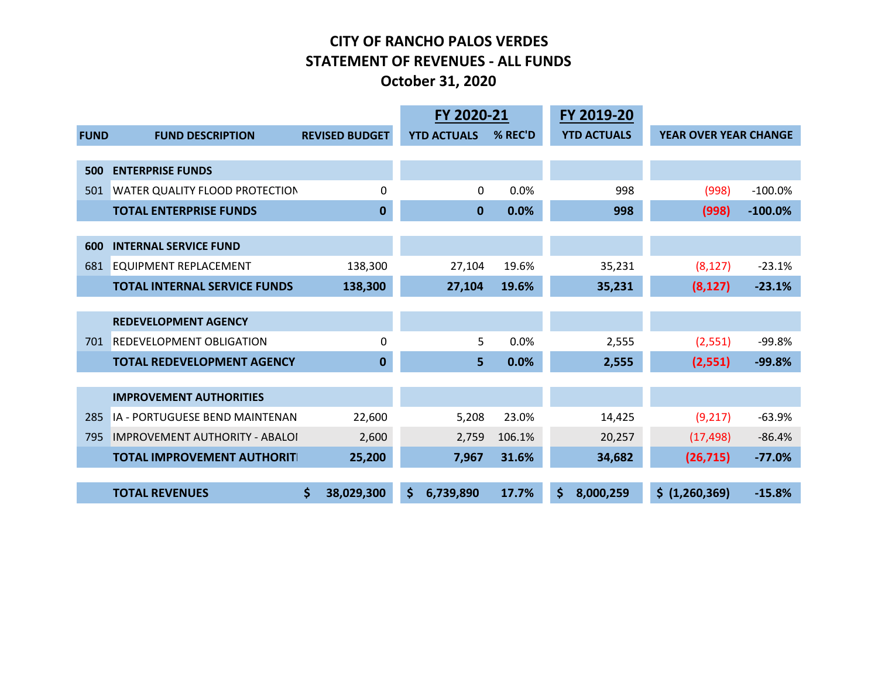# CITY OF RANCHO PALOS VERDES
## STATEMENT OF REVENUES - ALL FUNDS
## October 31, 2020

| | | | FY 2020-21 | | FY 2019-20 | | |
|---|---|---|---|---|---|---|---|
| FUND | FUND DESCRIPTION | REVISED BUDGET | YTD ACTUALS | % REC'D | YTD ACTUALS | YEAR OVER YEAR CHANGE | |
| **500** | **ENTERPRISE FUNDS** | | | | | | |
| 501 | WATER QUALITY FLOOD PROTECTION | 0 | 0 | 0.0% | 998 | (998) | -100.0% |
| | **TOTAL ENTERPRISE FUNDS** | **0** | **0** | **0.0%** | **998** | **(998)** | **-100.0%** |
| **600** | **INTERNAL SERVICE FUND** | | | | | | |
| 681 | EQUIPMENT REPLACEMENT | 138,300 | 27,104 | 19.6% | 35,231 | (8,127) | -23.1% |
| | **TOTAL INTERNAL SERVICE FUNDS** | **138,300** | **27,104** | **19.6%** | **35,231** | **(8,127)** | **-23.1%** |
| | **REDEVELOPMENT AGENCY** | | | | | | |
| 701 | REDEVELOPMENT OBLIGATION | 0 | 5 | 0.0% | 2,555 | (2,551) | -99.8% |
| | **TOTAL REDEVELOPMENT AGENCY** | **0** | **5** | **0.0%** | **2,555** | **(2,551)** | **-99.8%** |
| | **IMPROVEMENT AUTHORITIES** | | | | | | |
| 285 | IA - PORTUGUESE BEND MAINTENAN | 22,600 | 5,208 | 23.0% | 14,425 | (9,217) | -63.9% |
| 795 | IMPROVEMENT AUTHORITY - ABALOI | 2,600 | 2,759 | 106.1% | 20,257 | (17,498) | -86.4% |
| | **TOTAL IMPROVEMENT AUTHORITI** | **25,200** | **7,967** | **31.6%** | **34,682** | **(26,715)** | **-77.0%** |
| | **TOTAL REVENUES** | **$ 38,029,300** | **$ 6,739,890** | **17.7%** | **$ 8,000,259** | **$ (1,260,369)** | **-15.8%** |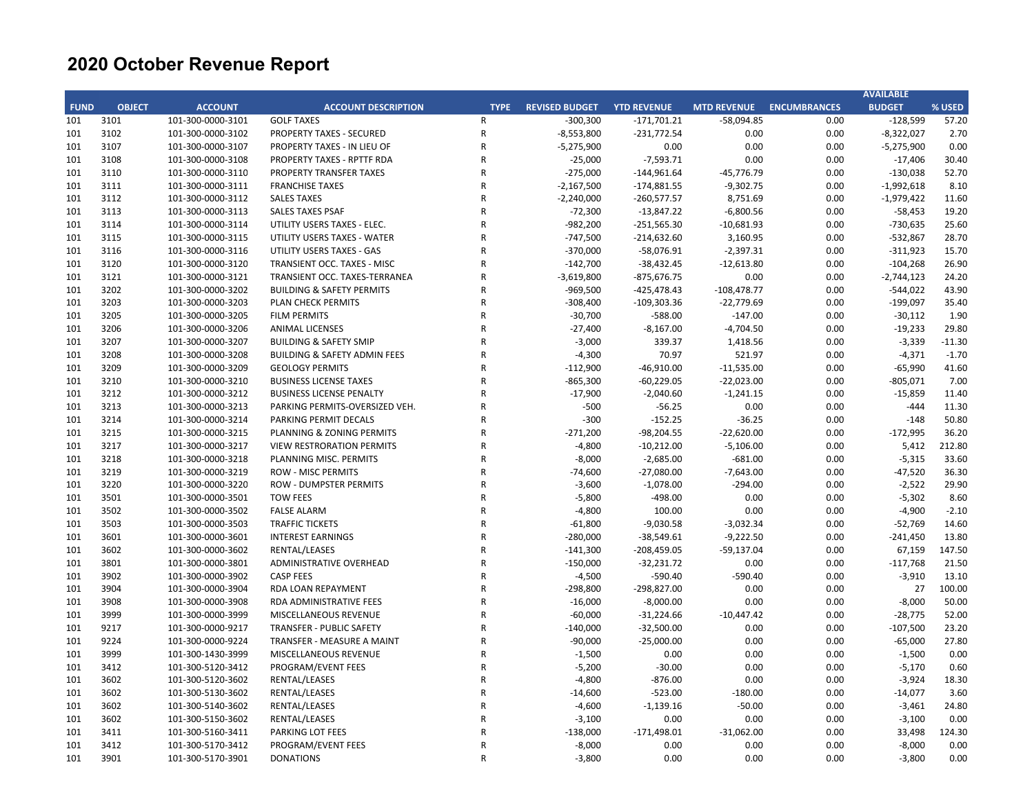# 2020 October Revenue Report

| FUND | OBJECT | ACCOUNT | ACCOUNT DESCRIPTION | TYPE | REVISED BUDGET | YTD REVENUE | MTD REVENUE | ENCUMBRANCES | AVAILABLE BUDGET | % USED |
|---|---|---|---|---|---|---|---|---|---|---|
| 101 | 3101 | 101-300-0000-3101 | GOLF TAXES | R | -300,300 | -171,701.21 | -58,094.85 | 0.00 | -128,599 | 57.20 |
| 101 | 3102 | 101-300-0000-3102 | PROPERTY TAXES - SECURED | R | -8,553,800 | -231,772.54 | 0.00 | 0.00 | -8,322,027 | 2.70 |
| 101 | 3107 | 101-300-0000-3107 | PROPERTY TAXES - IN LIEU OF | R | -5,275,900 | 0.00 | 0.00 | 0.00 | -5,275,900 | 0.00 |
| 101 | 3108 | 101-300-0000-3108 | PROPERTY TAXES - RPTTF RDA | R | -25,000 | -7,593.71 | 0.00 | 0.00 | -17,406 | 30.40 |
| 101 | 3110 | 101-300-0000-3110 | PROPERTY TRANSFER TAXES | R | -275,000 | -144,961.64 | -45,776.79 | 0.00 | -130,038 | 52.70 |
| 101 | 3111 | 101-300-0000-3111 | FRANCHISE TAXES | R | -2,167,500 | -174,881.55 | -9,302.75 | 0.00 | -1,992,618 | 8.10 |
| 101 | 3112 | 101-300-0000-3112 | SALES TAXES | R | -2,240,000 | -260,577.57 | 8,751.69 | 0.00 | -1,979,422 | 11.60 |
| 101 | 3113 | 101-300-0000-3113 | SALES TAXES PSAF | R | -72,300 | -13,847.22 | -6,800.56 | 0.00 | -58,453 | 19.20 |
| 101 | 3114 | 101-300-0000-3114 | UTILITY USERS TAXES - ELEC. | R | -982,200 | -251,565.30 | -10,681.93 | 0.00 | -730,635 | 25.60 |
| 101 | 3115 | 101-300-0000-3115 | UTILITY USERS TAXES - WATER | R | -747,500 | -214,632.60 | 3,160.95 | 0.00 | -532,867 | 28.70 |
| 101 | 3116 | 101-300-0000-3116 | UTILITY USERS TAXES - GAS | R | -370,000 | -58,076.91 | -2,397.31 | 0.00 | -311,923 | 15.70 |
| 101 | 3120 | 101-300-0000-3120 | TRANSIENT OCC. TAXES - MISC | R | -142,700 | -38,432.45 | -12,613.80 | 0.00 | -104,268 | 26.90 |
| 101 | 3121 | 101-300-0000-3121 | TRANSIENT OCC. TAXES-TERRANEA | R | -3,619,800 | -875,676.75 | 0.00 | 0.00 | -2,744,123 | 24.20 |
| 101 | 3202 | 101-300-0000-3202 | BUILDING & SAFETY PERMITS | R | -969,500 | -425,478.43 | -108,478.77 | 0.00 | -544,022 | 43.90 |
| 101 | 3203 | 101-300-0000-3203 | PLAN CHECK PERMITS | R | -308,400 | -109,303.36 | -22,779.69 | 0.00 | -199,097 | 35.40 |
| 101 | 3205 | 101-300-0000-3205 | FILM PERMITS | R | -30,700 | -588.00 | -147.00 | 0.00 | -30,112 | 1.90 |
| 101 | 3206 | 101-300-0000-3206 | ANIMAL LICENSES | R | -27,400 | -8,167.00 | -4,704.50 | 0.00 | -19,233 | 29.80 |
| 101 | 3207 | 101-300-0000-3207 | BUILDING & SAFETY SMIP | R | -3,000 | 339.37 | 1,418.56 | 0.00 | -3,339 | -11.30 |
| 101 | 3208 | 101-300-0000-3208 | BUILDING & SAFETY ADMIN FEES | R | -4,300 | 70.97 | 521.97 | 0.00 | -4,371 | -1.70 |
| 101 | 3209 | 101-300-0000-3209 | GEOLOGY PERMITS | R | -112,900 | -46,910.00 | -11,535.00 | 0.00 | -65,990 | 41.60 |
| 101 | 3210 | 101-300-0000-3210 | BUSINESS LICENSE TAXES | R | -865,300 | -60,229.05 | -22,023.00 | 0.00 | -805,071 | 7.00 |
| 101 | 3212 | 101-300-0000-3212 | BUSINESS LICENSE PENALTY | R | -17,900 | -2,040.60 | -1,241.15 | 0.00 | -15,859 | 11.40 |
| 101 | 3213 | 101-300-0000-3213 | PARKING PERMITS-OVERSIZED VEH. | R | -500 | -56.25 | 0.00 | 0.00 | -444 | 11.30 |
| 101 | 3214 | 101-300-0000-3214 | PARKING PERMIT DECALS | R | -300 | -152.25 | -36.25 | 0.00 | -148 | 50.80 |
| 101 | 3215 | 101-300-0000-3215 | PLANNING & ZONING PERMITS | R | -271,200 | -98,204.55 | -22,620.00 | 0.00 | -172,995 | 36.20 |
| 101 | 3217 | 101-300-0000-3217 | VIEW RESTORATION PERMITS | R | -4,800 | -10,212.00 | -5,106.00 | 0.00 | 5,412 | 212.80 |
| 101 | 3218 | 101-300-0000-3218 | PLANNING MISC. PERMITS | R | -8,000 | -2,685.00 | -681.00 | 0.00 | -5,315 | 33.60 |
| 101 | 3219 | 101-300-0000-3219 | ROW - MISC PERMITS | R | -74,600 | -27,080.00 | -7,643.00 | 0.00 | -47,520 | 36.30 |
| 101 | 3220 | 101-300-0000-3220 | ROW - DUMPSTER PERMITS | R | -3,600 | -1,078.00 | -294.00 | 0.00 | -2,522 | 29.90 |
| 101 | 3501 | 101-300-0000-3501 | TOW FEES | R | -5,800 | -498.00 | 0.00 | 0.00 | -5,302 | 8.60 |
| 101 | 3502 | 101-300-0000-3502 | FALSE ALARM | R | -4,800 | 100.00 | 0.00 | 0.00 | -4,900 | -2.10 |
| 101 | 3503 | 101-300-0000-3503 | TRAFFIC TICKETS | R | -61,800 | -9,030.58 | -3,032.34 | 0.00 | -52,769 | 14.60 |
| 101 | 3601 | 101-300-0000-3601 | INTEREST EARNINGS | R | -280,000 | -38,549.61 | -9,222.50 | 0.00 | -241,450 | 13.80 |
| 101 | 3602 | 101-300-0000-3602 | RENTAL/LEASES | R | -141,300 | -208,459.05 | -59,137.04 | 0.00 | 67,159 | 147.50 |
| 101 | 3801 | 101-300-0000-3801 | ADMINISTRATIVE OVERHEAD | R | -150,000 | -32,231.72 | 0.00 | 0.00 | -117,768 | 21.50 |
| 101 | 3902 | 101-300-0000-3902 | CASP FEES | R | -4,500 | -590.40 | -590.40 | 0.00 | -3,910 | 13.10 |
| 101 | 3904 | 101-300-0000-3904 | RDA LOAN REPAYMENT | R | -298,800 | -298,827.00 | 0.00 | 0.00 | 27 | 100.00 |
| 101 | 3908 | 101-300-0000-3908 | RDA ADMINISTRATIVE FEES | R | -16,000 | -8,000.00 | 0.00 | 0.00 | -8,000 | 50.00 |
| 101 | 3999 | 101-300-0000-3999 | MISCELLANEOUS REVENUE | R | -60,000 | -31,224.66 | -10,447.42 | 0.00 | -28,775 | 52.00 |
| 101 | 9217 | 101-300-0000-9217 | TRANSFER - PUBLIC SAFETY | R | -140,000 | -32,500.00 | 0.00 | 0.00 | -107,500 | 23.20 |
| 101 | 9224 | 101-300-0000-9224 | TRANSFER - MEASURE A MAINT | R | -90,000 | -25,000.00 | 0.00 | 0.00 | -65,000 | 27.80 |
| 101 | 3999 | 101-300-1430-3999 | MISCELLANEOUS REVENUE | R | -1,500 | 0.00 | 0.00 | 0.00 | -1,500 | 0.00 |
| 101 | 3412 | 101-300-5120-3412 | PROGRAM/EVENT FEES | R | -5,200 | -30.00 | 0.00 | 0.00 | -5,170 | 0.60 |
| 101 | 3602 | 101-300-5120-3602 | RENTAL/LEASES | R | -4,800 | -876.00 | 0.00 | 0.00 | -3,924 | 18.30 |
| 101 | 3602 | 101-300-5130-3602 | RENTAL/LEASES | R | -14,600 | -523.00 | -180.00 | 0.00 | -14,077 | 3.60 |
| 101 | 3602 | 101-300-5140-3602 | RENTAL/LEASES | R | -4,600 | -1,139.16 | -50.00 | 0.00 | -3,461 | 24.80 |
| 101 | 3602 | 101-300-5150-3602 | RENTAL/LEASES | R | -3,100 | 0.00 | 0.00 | 0.00 | -3,100 | 0.00 |
| 101 | 3411 | 101-300-5160-3411 | PARKING LOT FEES | R | -138,000 | -171,498.01 | -31,062.00 | 0.00 | 33,498 | 124.30 |
| 101 | 3412 | 101-300-5170-3412 | PROGRAM/EVENT FEES | R | -8,000 | 0.00 | 0.00 | 0.00 | -8,000 | 0.00 |
| 101 | 3901 | 101-300-5170-3901 | DONATIONS | R | -3,800 | 0.00 | 0.00 | 0.00 | -3,800 | 0.00 |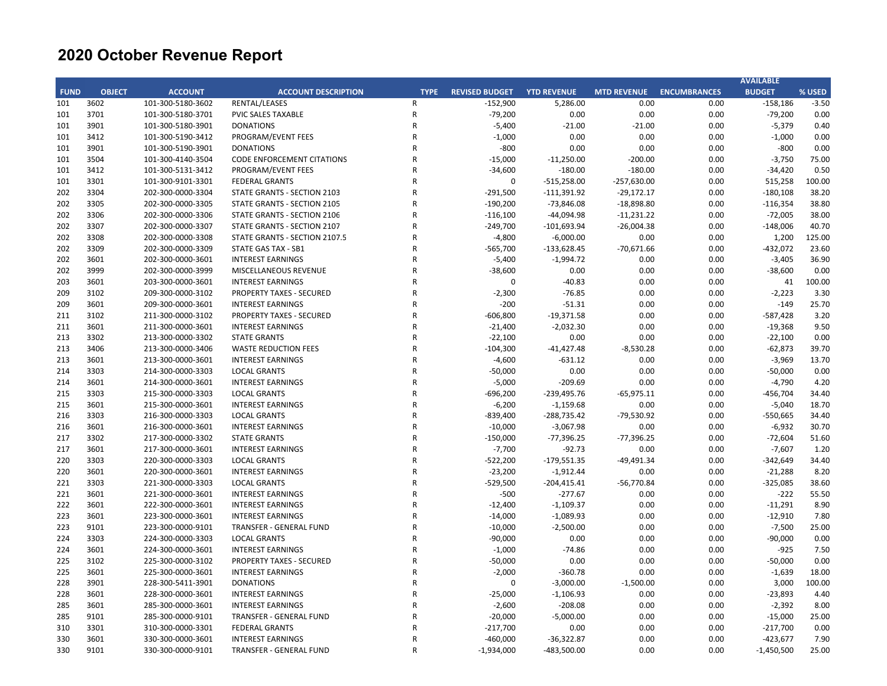# 2020 October Revenue Report

| FUND | OBJECT | ACCOUNT | ACCOUNT DESCRIPTION | TYPE | REVISED BUDGET | YTD REVENUE | MTD REVENUE | ENCUMBRANCES | AVAILABLE BUDGET | % USED |
|---|---|---|---|---|---|---|---|---|---|---|
| 101 | 3602 | 101-300-5180-3602 | RENTAL/LEASES | R | -152,900 | 5,286.00 | 0.00 | 0.00 | -158,186 | -3.50 |
| 101 | 3701 | 101-300-5180-3701 | PVIC SALES TAXABLE | R | -79,200 | 0.00 | 0.00 | 0.00 | -79,200 | 0.00 |
| 101 | 3901 | 101-300-5180-3901 | DONATIONS | R | -5,400 | -21.00 | -21.00 | 0.00 | -5,379 | 0.40 |
| 101 | 3412 | 101-300-5190-3412 | PROGRAM/EVENT FEES | R | -1,000 | 0.00 | 0.00 | 0.00 | -1,000 | 0.00 |
| 101 | 3901 | 101-300-5190-3901 | DONATIONS | R | -800 | 0.00 | 0.00 | 0.00 | -800 | 0.00 |
| 101 | 3504 | 101-300-4140-3504 | CODE ENFORCEMENT CITATIONS | R | -15,000 | -11,250.00 | -200.00 | 0.00 | -3,750 | 75.00 |
| 101 | 3412 | 101-300-5131-3412 | PROGRAM/EVENT FEES | R | -34,600 | -180.00 | -180.00 | 0.00 | -34,420 | 0.50 |
| 101 | 3301 | 101-300-9101-3301 | FEDERAL GRANTS | R | 0 | -515,258.00 | -257,630.00 | 0.00 | 515,258 | 100.00 |
| 202 | 3304 | 202-300-0000-3304 | STATE GRANTS - SECTION 2103 | R | -291,500 | -111,391.92 | -29,172.17 | 0.00 | -180,108 | 38.20 |
| 202 | 3305 | 202-300-0000-3305 | STATE GRANTS - SECTION 2105 | R | -190,200 | -73,846.08 | -18,898.80 | 0.00 | -116,354 | 38.80 |
| 202 | 3306 | 202-300-0000-3306 | STATE GRANTS - SECTION 2106 | R | -116,100 | -44,094.98 | -11,231.22 | 0.00 | -72,005 | 38.00 |
| 202 | 3307 | 202-300-0000-3307 | STATE GRANTS - SECTION 2107 | R | -249,700 | -101,693.94 | -26,004.38 | 0.00 | -148,006 | 40.70 |
| 202 | 3308 | 202-300-0000-3308 | STATE GRANTS - SECTION 2107.5 | R | -4,800 | -6,000.00 | 0.00 | 0.00 | 1,200 | 125.00 |
| 202 | 3309 | 202-300-0000-3309 | STATE GAS TAX - SB1 | R | -565,700 | -133,628.45 | -70,671.66 | 0.00 | -432,072 | 23.60 |
| 202 | 3601 | 202-300-0000-3601 | INTEREST EARNINGS | R | -5,400 | -1,994.72 | 0.00 | 0.00 | -3,405 | 36.90 |
| 202 | 3999 | 202-300-0000-3999 | MISCELLANEOUS REVENUE | R | -38,600 | 0.00 | 0.00 | 0.00 | -38,600 | 0.00 |
| 203 | 3601 | 203-300-0000-3601 | INTEREST EARNINGS | R | 0 | -40.83 | 0.00 | 0.00 | 41 | 100.00 |
| 209 | 3102 | 209-300-0000-3102 | PROPERTY TAXES - SECURED | R | -2,300 | -76.85 | 0.00 | 0.00 | -2,223 | 3.30 |
| 209 | 3601 | 209-300-0000-3601 | INTEREST EARNINGS | R | -200 | -51.31 | 0.00 | 0.00 | -149 | 25.70 |
| 211 | 3102 | 211-300-0000-3102 | PROPERTY TAXES - SECURED | R | -606,800 | -19,371.58 | 0.00 | 0.00 | -587,428 | 3.20 |
| 211 | 3601 | 211-300-0000-3601 | INTEREST EARNINGS | R | -21,400 | -2,032.30 | 0.00 | 0.00 | -19,368 | 9.50 |
| 213 | 3302 | 213-300-0000-3302 | STATE GRANTS | R | -22,100 | 0.00 | 0.00 | 0.00 | -22,100 | 0.00 |
| 213 | 3406 | 213-300-0000-3406 | WASTE REDUCTION FEES | R | -104,300 | -41,427.48 | -8,530.28 | 0.00 | -62,873 | 39.70 |
| 213 | 3601 | 213-300-0000-3601 | INTEREST EARNINGS | R | -4,600 | -631.12 | 0.00 | 0.00 | -3,969 | 13.70 |
| 214 | 3303 | 214-300-0000-3303 | LOCAL GRANTS | R | -50,000 | 0.00 | 0.00 | 0.00 | -50,000 | 0.00 |
| 214 | 3601 | 214-300-0000-3601 | INTEREST EARNINGS | R | -5,000 | -209.69 | 0.00 | 0.00 | -4,790 | 4.20 |
| 215 | 3303 | 215-300-0000-3303 | LOCAL GRANTS | R | -696,200 | -239,495.76 | -65,975.11 | 0.00 | -456,704 | 34.40 |
| 215 | 3601 | 215-300-0000-3601 | INTEREST EARNINGS | R | -6,200 | -1,159.68 | 0.00 | 0.00 | -5,040 | 18.70 |
| 216 | 3303 | 216-300-0000-3303 | LOCAL GRANTS | R | -839,400 | -288,735.42 | -79,530.92 | 0.00 | -550,665 | 34.40 |
| 216 | 3601 | 216-300-0000-3601 | INTEREST EARNINGS | R | -10,000 | -3,067.98 | 0.00 | 0.00 | -6,932 | 30.70 |
| 217 | 3302 | 217-300-0000-3302 | STATE GRANTS | R | -150,000 | -77,396.25 | -77,396.25 | 0.00 | -72,604 | 51.60 |
| 217 | 3601 | 217-300-0000-3601 | INTEREST EARNINGS | R | -7,700 | -92.73 | 0.00 | 0.00 | -7,607 | 1.20 |
| 220 | 3303 | 220-300-0000-3303 | LOCAL GRANTS | R | -522,200 | -179,551.35 | -49,491.34 | 0.00 | -342,649 | 34.40 |
| 220 | 3601 | 220-300-0000-3601 | INTEREST EARNINGS | R | -23,200 | -1,912.44 | 0.00 | 0.00 | -21,288 | 8.20 |
| 221 | 3303 | 221-300-0000-3303 | LOCAL GRANTS | R | -529,500 | -204,415.41 | -56,770.84 | 0.00 | -325,085 | 38.60 |
| 221 | 3601 | 221-300-0000-3601 | INTEREST EARNINGS | R | -500 | -277.67 | 0.00 | 0.00 | -222 | 55.50 |
| 222 | 3601 | 222-300-0000-3601 | INTEREST EARNINGS | R | -12,400 | -1,109.37 | 0.00 | 0.00 | -11,291 | 8.90 |
| 223 | 3601 | 223-300-0000-3601 | INTEREST EARNINGS | R | -14,000 | -1,089.93 | 0.00 | 0.00 | -12,910 | 7.80 |
| 223 | 9101 | 223-300-0000-9101 | TRANSFER - GENERAL FUND | R | -10,000 | -2,500.00 | 0.00 | 0.00 | -7,500 | 25.00 |
| 224 | 3303 | 224-300-0000-3303 | LOCAL GRANTS | R | -90,000 | 0.00 | 0.00 | 0.00 | -90,000 | 0.00 |
| 224 | 3601 | 224-300-0000-3601 | INTEREST EARNINGS | R | -1,000 | -74.86 | 0.00 | 0.00 | -925 | 7.50 |
| 225 | 3102 | 225-300-0000-3102 | PROPERTY TAXES - SECURED | R | -50,000 | 0.00 | 0.00 | 0.00 | -50,000 | 0.00 |
| 225 | 3601 | 225-300-0000-3601 | INTEREST EARNINGS | R | -2,000 | -360.78 | 0.00 | 0.00 | -1,639 | 18.00 |
| 228 | 3901 | 228-300-5411-3901 | DONATIONS | R | 0 | -3,000.00 | -1,500.00 | 0.00 | 3,000 | 100.00 |
| 228 | 3601 | 228-300-0000-3601 | INTEREST EARNINGS | R | -25,000 | -1,106.93 | 0.00 | 0.00 | -23,893 | 4.40 |
| 285 | 3601 | 285-300-0000-3601 | INTEREST EARNINGS | R | -2,600 | -208.08 | 0.00 | 0.00 | -2,392 | 8.00 |
| 285 | 9101 | 285-300-0000-9101 | TRANSFER - GENERAL FUND | R | -20,000 | -5,000.00 | 0.00 | 0.00 | -15,000 | 25.00 |
| 310 | 3301 | 310-300-0000-3301 | FEDERAL GRANTS | R | -217,700 | 0.00 | 0.00 | 0.00 | -217,700 | 0.00 |
| 330 | 3601 | 330-300-0000-3601 | INTEREST EARNINGS | R | -460,000 | -36,322.87 | 0.00 | 0.00 | -423,677 | 7.90 |
| 330 | 9101 | 330-300-0000-9101 | TRANSFER - GENERAL FUND | R | -1,934,000 | -483,500.00 | 0.00 | 0.00 | -1,450,500 | 25.00 |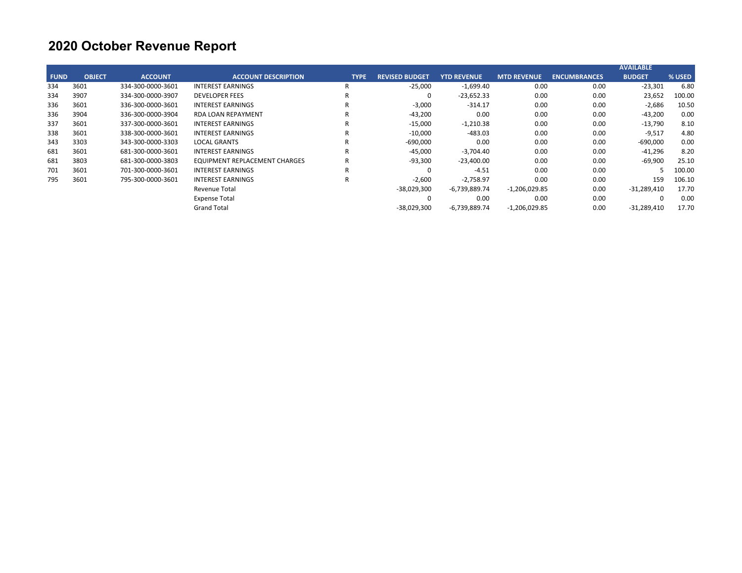# 2020 October Revenue Report

| FUND | OBJECT | ACCOUNT | ACCOUNT DESCRIPTION | TYPE | REVISED BUDGET | YTD REVENUE | MTD REVENUE | ENCUMBRANCES | AVAILABLE BUDGET | % USED |
|---|---|---|---|---|---|---|---|---|---|---|
| 334 | 3601 | 334-300-0000-3601 | INTEREST EARNINGS | R | -25,000 | -1,699.40 | 0.00 | 0.00 | -23,301 | 6.80 |
| 334 | 3907 | 334-300-0000-3907 | DEVELOPER FEES | R | 0 | -23,652.33 | 0.00 | 0.00 | 23,652 | 100.00 |
| 336 | 3601 | 336-300-0000-3601 | INTEREST EARNINGS | R | -3,000 | -314.17 | 0.00 | 0.00 | -2,686 | 10.50 |
| 336 | 3904 | 336-300-0000-3904 | RDA LOAN REPAYMENT | R | -43,200 | 0.00 | 0.00 | 0.00 | -43,200 | 0.00 |
| 337 | 3601 | 337-300-0000-3601 | INTEREST EARNINGS | R | -15,000 | -1,210.38 | 0.00 | 0.00 | -13,790 | 8.10 |
| 338 | 3601 | 338-300-0000-3601 | INTEREST EARNINGS | R | -10,000 | -483.03 | 0.00 | 0.00 | -9,517 | 4.80 |
| 343 | 3303 | 343-300-0000-3303 | LOCAL GRANTS | R | -690,000 | 0.00 | 0.00 | 0.00 | -690,000 | 0.00 |
| 681 | 3601 | 681-300-0000-3601 | INTEREST EARNINGS | R | -45,000 | -3,704.40 | 0.00 | 0.00 | -41,296 | 8.20 |
| 681 | 3803 | 681-300-0000-3803 | EQUIPMENT REPLACEMENT CHARGES | R | -93,300 | -23,400.00 | 0.00 | 0.00 | -69,900 | 25.10 |
| 701 | 3601 | 701-300-0000-3601 | INTEREST EARNINGS | R | 0 | -4.51 | 0.00 | 0.00 | 5 | 100.00 |
| 795 | 3601 | 795-300-0000-3601 | INTEREST EARNINGS | R | -2,600 | -2,758.97 | 0.00 | 0.00 | 159 | 106.10 |
| | | | Revenue Total | | -38,029,300 | -6,739,889.74 | -1,206,029.85 | 0.00 | -31,289,410 | 17.70 |
| | | | Expense Total | | 0 | 0.00 | 0.00 | 0.00 | 0 | 0.00 |
| | | | Grand Total | | -38,029,300 | -6,739,889.74 | -1,206,029.85 | 0.00 | -31,289,410 | 17.70 |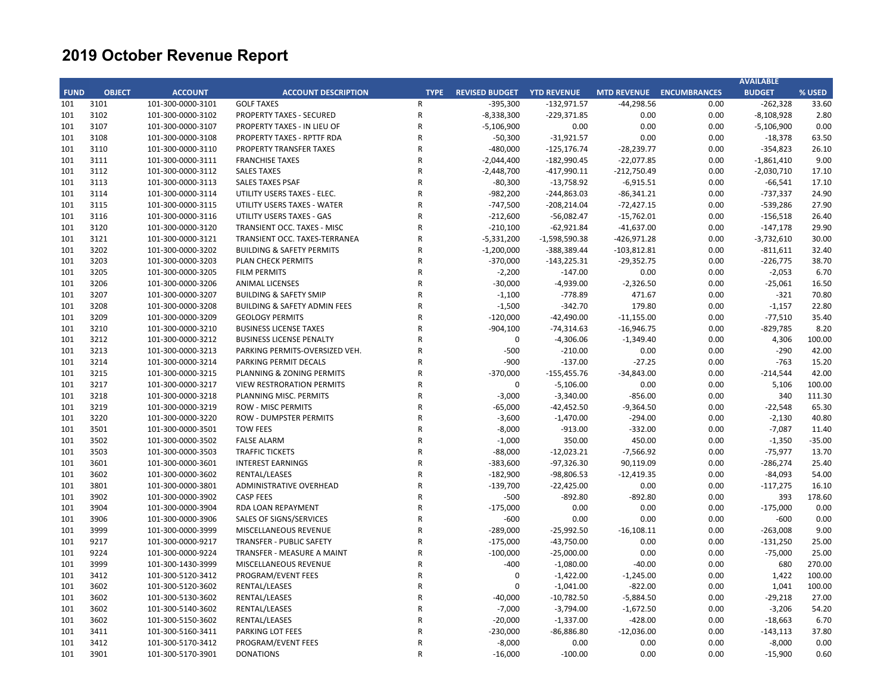# 2019 October Revenue Report

| FUND | OBJECT | ACCOUNT | ACCOUNT DESCRIPTION | TYPE | REVISED BUDGET | YTD REVENUE | MTD REVENUE | ENCUMBRANCES | AVAILABLE BUDGET | % USED |
|---|---|---|---|---|---|---|---|---|---|---|
| 101 | 3101 | 101-300-0000-3101 | GOLF TAXES | R | -395,300 | -132,971.57 | -44,298.56 | 0.00 | -262,328 | 33.60 |
| 101 | 3102 | 101-300-0000-3102 | PROPERTY TAXES - SECURED | R | -8,338,300 | -229,371.85 | 0.00 | 0.00 | -8,108,928 | 2.80 |
| 101 | 3107 | 101-300-0000-3107 | PROPERTY TAXES - IN LIEU OF | R | -5,106,900 | 0.00 | 0.00 | 0.00 | -5,106,900 | 0.00 |
| 101 | 3108 | 101-300-0000-3108 | PROPERTY TAXES - RPTTF RDA | R | -50,300 | -31,921.57 | 0.00 | 0.00 | -18,378 | 63.50 |
| 101 | 3110 | 101-300-0000-3110 | PROPERTY TRANSFER TAXES | R | -480,000 | -125,176.74 | -28,239.77 | 0.00 | -354,823 | 26.10 |
| 101 | 3111 | 101-300-0000-3111 | FRANCHISE TAXES | R | -2,044,400 | -182,990.45 | -22,077.85 | 0.00 | -1,861,410 | 9.00 |
| 101 | 3112 | 101-300-0000-3112 | SALES TAXES | R | -2,448,700 | -417,990.11 | -212,750.49 | 0.00 | -2,030,710 | 17.10 |
| 101 | 3113 | 101-300-0000-3113 | SALES TAXES PSAF | R | -80,300 | -13,758.92 | -6,915.51 | 0.00 | -66,541 | 17.10 |
| 101 | 3114 | 101-300-0000-3114 | UTILITY USERS TAXES - ELEC. | R | -982,200 | -244,863.03 | -86,341.21 | 0.00 | -737,337 | 24.90 |
| 101 | 3115 | 101-300-0000-3115 | UTILITY USERS TAXES - WATER | R | -747,500 | -208,214.04 | -72,427.15 | 0.00 | -539,286 | 27.90 |
| 101 | 3116 | 101-300-0000-3116 | UTILITY USERS TAXES - GAS | R | -212,600 | -56,082.47 | -15,762.01 | 0.00 | -156,518 | 26.40 |
| 101 | 3120 | 101-300-0000-3120 | TRANSIENT OCC. TAXES - MISC | R | -210,100 | -62,921.84 | -41,637.00 | 0.00 | -147,178 | 29.90 |
| 101 | 3121 | 101-300-0000-3121 | TRANSIENT OCC. TAXES-TERRANEA | R | -5,331,200 | -1,598,590.38 | -426,971.28 | 0.00 | -3,732,610 | 30.00 |
| 101 | 3202 | 101-300-0000-3202 | BUILDING & SAFETY PERMITS | R | -1,200,000 | -388,389.44 | -103,812.81 | 0.00 | -811,611 | 32.40 |
| 101 | 3203 | 101-300-0000-3203 | PLAN CHECK PERMITS | R | -370,000 | -143,225.31 | -29,352.75 | 0.00 | -226,775 | 38.70 |
| 101 | 3205 | 101-300-0000-3205 | FILM PERMITS | R | -2,200 | -147.00 | 0.00 | 0.00 | -2,053 | 6.70 |
| 101 | 3206 | 101-300-0000-3206 | ANIMAL LICENSES | R | -30,000 | -4,939.00 | -2,326.50 | 0.00 | -25,061 | 16.50 |
| 101 | 3207 | 101-300-0000-3207 | BUILDING & SAFETY SMIP | R | -1,100 | -778.89 | 471.67 | 0.00 | -321 | 70.80 |
| 101 | 3208 | 101-300-0000-3208 | BUILDING & SAFETY ADMIN FEES | R | -1,500 | -342.70 | 179.80 | 0.00 | -1,157 | 22.80 |
| 101 | 3209 | 101-300-0000-3209 | GEOLOGY PERMITS | R | -120,000 | -42,490.00 | -11,155.00 | 0.00 | -77,510 | 35.40 |
| 101 | 3210 | 101-300-0000-3210 | BUSINESS LICENSE TAXES | R | -904,100 | -74,314.63 | -16,946.75 | 0.00 | -829,785 | 8.20 |
| 101 | 3212 | 101-300-0000-3212 | BUSINESS LICENSE PENALTY | R | 0 | -4,306.06 | -1,349.40 | 0.00 | 4,306 | 100.00 |
| 101 | 3213 | 101-300-0000-3213 | PARKING PERMITS-OVERSIZED VEH. | R | -500 | -210.00 | 0.00 | 0.00 | -290 | 42.00 |
| 101 | 3214 | 101-300-0000-3214 | PARKING PERMIT DECALS | R | -900 | -137.00 | -27.25 | 0.00 | -763 | 15.20 |
| 101 | 3215 | 101-300-0000-3215 | PLANNING & ZONING PERMITS | R | -370,000 | -155,455.76 | -34,843.00 | 0.00 | -214,544 | 42.00 |
| 101 | 3217 | 101-300-0000-3217 | VIEW RESTRORATION PERMITS | R | 0 | -5,106.00 | 0.00 | 0.00 | 5,106 | 100.00 |
| 101 | 3218 | 101-300-0000-3218 | PLANNING MISC. PERMITS | R | -3,000 | -3,340.00 | -856.00 | 0.00 | 340 | 111.30 |
| 101 | 3219 | 101-300-0000-3219 | ROW - MISC PERMITS | R | -65,000 | -42,452.50 | -9,364.50 | 0.00 | -22,548 | 65.30 |
| 101 | 3220 | 101-300-0000-3220 | ROW - DUMPSTER PERMITS | R | -3,600 | -1,470.00 | -294.00 | 0.00 | -2,130 | 40.80 |
| 101 | 3501 | 101-300-0000-3501 | TOW FEES | R | -8,000 | -913.00 | -332.00 | 0.00 | -7,087 | 11.40 |
| 101 | 3502 | 101-300-0000-3502 | FALSE ALARM | R | -1,000 | 350.00 | 450.00 | 0.00 | -1,350 | -35.00 |
| 101 | 3503 | 101-300-0000-3503 | TRAFFIC TICKETS | R | -88,000 | -12,023.21 | -7,566.92 | 0.00 | -75,977 | 13.70 |
| 101 | 3601 | 101-300-0000-3601 | INTEREST EARNINGS | R | -383,600 | -97,326.30 | 90,119.09 | 0.00 | -286,274 | 25.40 |
| 101 | 3602 | 101-300-0000-3602 | RENTAL/LEASES | R | -182,900 | -98,806.53 | -12,419.35 | 0.00 | -84,093 | 54.00 |
| 101 | 3801 | 101-300-0000-3801 | ADMINISTRATIVE OVERHEAD | R | -139,700 | -22,425.00 | 0.00 | 0.00 | -117,275 | 16.10 |
| 101 | 3902 | 101-300-0000-3902 | CASP FEES | R | -500 | -892.80 | -892.80 | 0.00 | 393 | 178.60 |
| 101 | 3904 | 101-300-0000-3904 | RDA LOAN REPAYMENT | R | -175,000 | 0.00 | 0.00 | 0.00 | -175,000 | 0.00 |
| 101 | 3906 | 101-300-0000-3906 | SALES OF SIGNS/SERVICES | R | -600 | 0.00 | 0.00 | 0.00 | -600 | 0.00 |
| 101 | 3999 | 101-300-0000-3999 | MISCELLANEOUS REVENUE | R | -289,000 | -25,992.50 | -16,108.11 | 0.00 | -263,008 | 9.00 |
| 101 | 9217 | 101-300-0000-9217 | TRANSFER - PUBLIC SAFETY | R | -175,000 | -43,750.00 | 0.00 | 0.00 | -131,250 | 25.00 |
| 101 | 9224 | 101-300-0000-9224 | TRANSFER - MEASURE A MAINT | R | -100,000 | -25,000.00 | 0.00 | 0.00 | -75,000 | 25.00 |
| 101 | 3999 | 101-300-1430-3999 | MISCELLANEOUS REVENUE | R | -400 | -1,080.00 | -40.00 | 0.00 | 680 | 270.00 |
| 101 | 3412 | 101-300-5120-3412 | PROGRAM/EVENT FEES | R | 0 | -1,422.00 | -1,245.00 | 0.00 | 1,422 | 100.00 |
| 101 | 3602 | 101-300-5120-3602 | RENTAL/LEASES | R | 0 | -1,041.00 | -822.00 | 0.00 | 1,041 | 100.00 |
| 101 | 3602 | 101-300-5130-3602 | RENTAL/LEASES | R | -40,000 | -10,782.50 | -5,884.50 | 0.00 | -29,218 | 27.00 |
| 101 | 3602 | 101-300-5140-3602 | RENTAL/LEASES | R | -7,000 | -3,794.00 | -1,672.50 | 0.00 | -3,206 | 54.20 |
| 101 | 3602 | 101-300-5150-3602 | RENTAL/LEASES | R | -20,000 | -1,337.00 | -428.00 | 0.00 | -18,663 | 6.70 |
| 101 | 3411 | 101-300-5160-3411 | PARKING LOT FEES | R | -230,000 | -86,886.80 | -12,036.00 | 0.00 | -143,113 | 37.80 |
| 101 | 3412 | 101-300-5170-3412 | PROGRAM/EVENT FEES | R | -8,000 | 0.00 | 0.00 | 0.00 | -8,000 | 0.00 |
| 101 | 3901 | 101-300-5170-3901 | DONATIONS | R | -16,000 | -100.00 | 0.00 | 0.00 | -15,900 | 0.60 |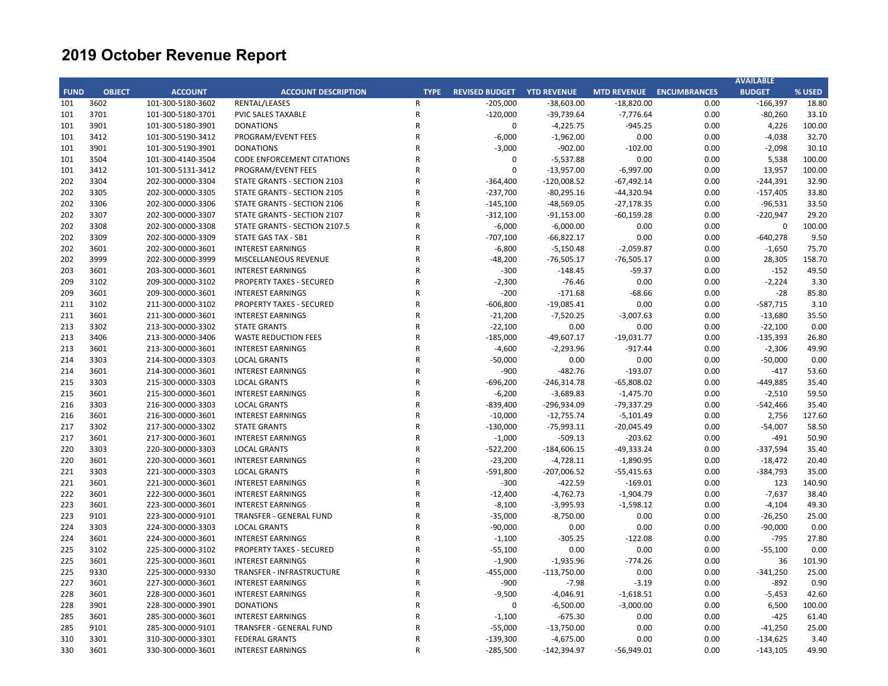# 2019 October Revenue Report

| FUND | OBJECT | ACCOUNT | ACCOUNT DESCRIPTION | TYPE | REVISED BUDGET | YTD REVENUE | MTD REVENUE | ENCUMBRANCES | AVAILABLE BUDGET | % USED |
|---|---|---|---|---|---|---|---|---|---|---|
| 101 | 3602 | 101-300-5180-3602 | RENTAL/LEASES | R | -205,000 | -38,603.00 | -18,820.00 | 0.00 | -166,397 | 18.80 |
| 101 | 3701 | 101-300-5180-3701 | PVIC SALES TAXABLE | R | -120,000 | -39,739.64 | -7,776.64 | 0.00 | -80,260 | 33.10 |
| 101 | 3901 | 101-300-5180-3901 | DONATIONS | R | 0 | -4,225.75 | -945.25 | 0.00 | 4,226 | 100.00 |
| 101 | 3412 | 101-300-5190-3412 | PROGRAM/EVENT FEES | R | -6,000 | -1,962.00 | 0.00 | 0.00 | -4,038 | 32.70 |
| 101 | 3901 | 101-300-5190-3901 | DONATIONS | R | -3,000 | -902.00 | -102.00 | 0.00 | -2,098 | 30.10 |
| 101 | 3504 | 101-300-4140-3504 | CODE ENFORCEMENT CITATIONS | R | 0 | -5,537.88 | 0.00 | 0.00 | 5,538 | 100.00 |
| 101 | 3412 | 101-300-5131-3412 | PROGRAM/EVENT FEES | R | 0 | -13,957.00 | -6,997.00 | 0.00 | 13,957 | 100.00 |
| 202 | 3304 | 202-300-0000-3304 | STATE GRANTS - SECTION 2103 | R | -364,400 | -120,008.52 | -67,492.14 | 0.00 | -244,391 | 32.90 |
| 202 | 3305 | 202-300-0000-3305 | STATE GRANTS - SECTION 2105 | R | -237,700 | -80,295.16 | -44,320.94 | 0.00 | -157,405 | 33.80 |
| 202 | 3306 | 202-300-0000-3306 | STATE GRANTS - SECTION 2106 | R | -145,100 | -48,569.05 | -27,178.35 | 0.00 | -96,531 | 33.50 |
| 202 | 3307 | 202-300-0000-3307 | STATE GRANTS - SECTION 2107 | R | -312,100 | -91,153.00 | -60,159.28 | 0.00 | -220,947 | 29.20 |
| 202 | 3308 | 202-300-0000-3308 | STATE GRANTS - SECTION 2107.5 | R | -6,000 | -6,000.00 | 0.00 | 0.00 | 0 | 100.00 |
| 202 | 3309 | 202-300-0000-3309 | STATE GAS TAX - SB1 | R | -707,100 | -66,822.17 | 0.00 | 0.00 | -640,278 | 9.50 |
| 202 | 3601 | 202-300-0000-3601 | INTEREST EARNINGS | R | -6,800 | -5,150.48 | -2,059.87 | 0.00 | -1,650 | 75.70 |
| 202 | 3999 | 202-300-0000-3999 | MISCELLANEOUS REVENUE | R | -48,200 | -76,505.17 | -76,505.17 | 0.00 | 28,305 | 158.70 |
| 203 | 3601 | 203-300-0000-3601 | INTEREST EARNINGS | R | -300 | -148.45 | -59.37 | 0.00 | -152 | 49.50 |
| 209 | 3102 | 209-300-0000-3102 | PROPERTY TAXES - SECURED | R | -2,300 | -76.46 | 0.00 | 0.00 | -2,224 | 3.30 |
| 209 | 3601 | 209-300-0000-3601 | INTEREST EARNINGS | R | -200 | -171.68 | -68.66 | 0.00 | -28 | 85.80 |
| 211 | 3102 | 211-300-0000-3102 | PROPERTY TAXES - SECURED | R | -606,800 | -19,085.41 | 0.00 | 0.00 | -587,715 | 3.10 |
| 211 | 3601 | 211-300-0000-3601 | INTEREST EARNINGS | R | -21,200 | -7,520.25 | -3,007.63 | 0.00 | -13,680 | 35.50 |
| 213 | 3302 | 213-300-0000-3302 | STATE GRANTS | R | -22,100 | 0.00 | 0.00 | 0.00 | -22,100 | 0.00 |
| 213 | 3406 | 213-300-0000-3406 | WASTE REDUCTION FEES | R | -185,000 | -49,607.17 | -19,031.77 | 0.00 | -135,393 | 26.80 |
| 213 | 3601 | 213-300-0000-3601 | INTEREST EARNINGS | R | -4,600 | -2,293.96 | -917.44 | 0.00 | -2,306 | 49.90 |
| 214 | 3303 | 214-300-0000-3303 | LOCAL GRANTS | R | -50,000 | 0.00 | 0.00 | 0.00 | -50,000 | 0.00 |
| 214 | 3601 | 214-300-0000-3601 | INTEREST EARNINGS | R | -900 | -482.76 | -193.07 | 0.00 | -417 | 53.60 |
| 215 | 3303 | 215-300-0000-3303 | LOCAL GRANTS | R | -696,200 | -246,314.78 | -65,808.02 | 0.00 | -449,885 | 35.40 |
| 215 | 3601 | 215-300-0000-3601 | INTEREST EARNINGS | R | -6,200 | -3,689.83 | -1,475.70 | 0.00 | -2,510 | 59.50 |
| 216 | 3303 | 216-300-0000-3303 | LOCAL GRANTS | R | -839,400 | -296,934.09 | -79,337.29 | 0.00 | -542,466 | 35.40 |
| 216 | 3601 | 216-300-0000-3601 | INTEREST EARNINGS | R | -10,000 | -12,755.74 | -5,101.49 | 0.00 | 2,756 | 127.60 |
| 217 | 3302 | 217-300-0000-3302 | STATE GRANTS | R | -130,000 | -75,993.11 | -20,045.49 | 0.00 | -54,007 | 58.50 |
| 217 | 3601 | 217-300-0000-3601 | INTEREST EARNINGS | R | -1,000 | -509.13 | -203.62 | 0.00 | -491 | 50.90 |
| 220 | 3303 | 220-300-0000-3303 | LOCAL GRANTS | R | -522,200 | -184,606.15 | -49,333.24 | 0.00 | -337,594 | 35.40 |
| 220 | 3601 | 220-300-0000-3601 | INTEREST EARNINGS | R | -23,200 | -4,728.11 | -1,890.95 | 0.00 | -18,472 | 20.40 |
| 221 | 3303 | 221-300-0000-3303 | LOCAL GRANTS | R | -591,800 | -207,006.52 | -55,415.63 | 0.00 | -384,793 | 35.00 |
| 221 | 3601 | 221-300-0000-3601 | INTEREST EARNINGS | R | -300 | -422.59 | -169.01 | 0.00 | 123 | 140.90 |
| 222 | 3601 | 222-300-0000-3601 | INTEREST EARNINGS | R | -12,400 | -4,762.73 | -1,904.79 | 0.00 | -7,637 | 38.40 |
| 223 | 3601 | 223-300-0000-3601 | INTEREST EARNINGS | R | -8,100 | -3,995.93 | -1,598.12 | 0.00 | -4,104 | 49.30 |
| 223 | 9101 | 223-300-0000-9101 | TRANSFER - GENERAL FUND | R | -35,000 | -8,750.00 | 0.00 | 0.00 | -26,250 | 25.00 |
| 224 | 3303 | 224-300-0000-3303 | LOCAL GRANTS | R | -90,000 | 0.00 | 0.00 | 0.00 | -90,000 | 0.00 |
| 224 | 3601 | 224-300-0000-3601 | INTEREST EARNINGS | R | -1,100 | -305.25 | -122.08 | 0.00 | -795 | 27.80 |
| 225 | 3102 | 225-300-0000-3102 | PROPERTY TAXES - SECURED | R | -55,100 | 0.00 | 0.00 | 0.00 | -55,100 | 0.00 |
| 225 | 3601 | 225-300-0000-3601 | INTEREST EARNINGS | R | -1,900 | -1,935.96 | -774.26 | 0.00 | 36 | 101.90 |
| 225 | 9330 | 225-300-0000-9330 | TRANSFER - INFRASTRUCTURE | R | -455,000 | -113,750.00 | 0.00 | 0.00 | -341,250 | 25.00 |
| 227 | 3601 | 227-300-0000-3601 | INTEREST EARNINGS | R | -900 | -7.98 | -3.19 | 0.00 | -892 | 0.90 |
| 228 | 3601 | 228-300-0000-3601 | INTEREST EARNINGS | R | -9,500 | -4,046.91 | -1,618.51 | 0.00 | -5,453 | 42.60 |
| 228 | 3901 | 228-300-0000-3901 | DONATIONS | R | 0 | -6,500.00 | -3,000.00 | 0.00 | 6,500 | 100.00 |
| 285 | 3601 | 285-300-0000-3601 | INTEREST EARNINGS | R | -1,100 | -675.30 | 0.00 | 0.00 | -425 | 61.40 |
| 285 | 9101 | 285-300-0000-9101 | TRANSFER - GENERAL FUND | R | -55,000 | -13,750.00 | 0.00 | 0.00 | -41,250 | 25.00 |
| 310 | 3301 | 310-300-0000-3301 | FEDERAL GRANTS | R | -139,300 | -4,675.00 | 0.00 | 0.00 | -134,625 | 3.40 |
| 330 | 3601 | 330-300-0000-3601 | INTEREST EARNINGS | R | -285,500 | -142,394.97 | -56,949.01 | 0.00 | -143,105 | 49.90 |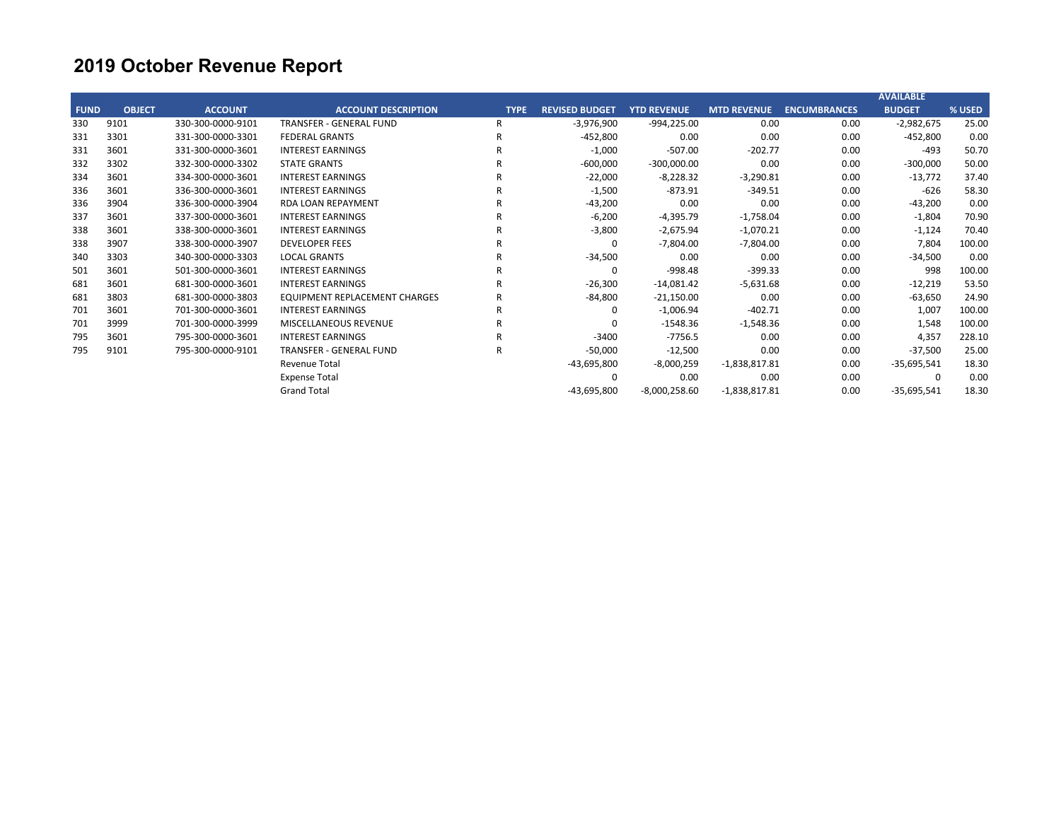# 2019 October Revenue Report

| FUND | OBJECT | ACCOUNT | ACCOUNT DESCRIPTION | TYPE | REVISED BUDGET | YTD REVENUE | MTD REVENUE | ENCUMBRANCES | AVAILABLE BUDGET | % USED |
|---|---|---|---|---|---|---|---|---|---|---|
| 330 | 9101 | 330-300-0000-9101 | TRANSFER - GENERAL FUND | R | -3,976,900 | -994,225.00 | 0.00 | 0.00 | -2,982,675 | 25.00 |
| 331 | 3301 | 331-300-0000-3301 | FEDERAL GRANTS | R | -452,800 | 0.00 | 0.00 | 0.00 | -452,800 | 0.00 |
| 331 | 3601 | 331-300-0000-3601 | INTEREST EARNINGS | R | -1,000 | -507.00 | -202.77 | 0.00 | -493 | 50.70 |
| 332 | 3302 | 332-300-0000-3302 | STATE GRANTS | R | -600,000 | -300,000.00 | 0.00 | 0.00 | -300,000 | 50.00 |
| 334 | 3601 | 334-300-0000-3601 | INTEREST EARNINGS | R | -22,000 | -8,228.32 | -3,290.81 | 0.00 | -13,772 | 37.40 |
| 336 | 3601 | 336-300-0000-3601 | INTEREST EARNINGS | R | -1,500 | -873.91 | -349.51 | 0.00 | -626 | 58.30 |
| 336 | 3904 | 336-300-0000-3904 | RDA LOAN REPAYMENT | R | -43,200 | 0.00 | 0.00 | 0.00 | -43,200 | 0.00 |
| 337 | 3601 | 337-300-0000-3601 | INTEREST EARNINGS | R | -6,200 | -4,395.79 | -1,758.04 | 0.00 | -1,804 | 70.90 |
| 338 | 3601 | 338-300-0000-3601 | INTEREST EARNINGS | R | -3,800 | -2,675.94 | -1,070.21 | 0.00 | -1,124 | 70.40 |
| 338 | 3907 | 338-300-0000-3907 | DEVELOPER FEES | R | 0 | -7,804.00 | -7,804.00 | 0.00 | 7,804 | 100.00 |
| 340 | 3303 | 340-300-0000-3303 | LOCAL GRANTS | R | -34,500 | 0.00 | 0.00 | 0.00 | -34,500 | 0.00 |
| 501 | 3601 | 501-300-0000-3601 | INTEREST EARNINGS | R | 0 | -998.48 | -399.33 | 0.00 | 998 | 100.00 |
| 681 | 3601 | 681-300-0000-3601 | INTEREST EARNINGS | R | -26,300 | -14,081.42 | -5,631.68 | 0.00 | -12,219 | 53.50 |
| 681 | 3803 | 681-300-0000-3803 | EQUIPMENT REPLACEMENT CHARGES | R | -84,800 | -21,150.00 | 0.00 | 0.00 | -63,650 | 24.90 |
| 701 | 3601 | 701-300-0000-3601 | INTEREST EARNINGS | R | 0 | -1,006.94 | -402.71 | 0.00 | 1,007 | 100.00 |
| 701 | 3999 | 701-300-0000-3999 | MISCELLANEOUS REVENUE | R | 0 | -1548.36 | -1,548.36 | 0.00 | 1,548 | 100.00 |
| 795 | 3601 | 795-300-0000-3601 | INTEREST EARNINGS | R | -3400 | -7756.5 | 0.00 | 0.00 | 4,357 | 228.10 |
| 795 | 9101 | 795-300-0000-9101 | TRANSFER - GENERAL FUND | R | -50,000 | -12,500 | 0.00 | 0.00 | -37,500 | 25.00 |
| | | | Revenue Total | | -43,695,800 | -8,000,259 | -1,838,817.81 | 0.00 | -35,695,541 | 18.30 |
| | | | Expense Total | | 0 | 0.00 | 0.00 | 0.00 | 0 | 0.00 |
| | | | Grand Total | | -43,695,800 | -8,000,258.60 | -1,838,817.81 | 0.00 | -35,695,541 | 18.30 |